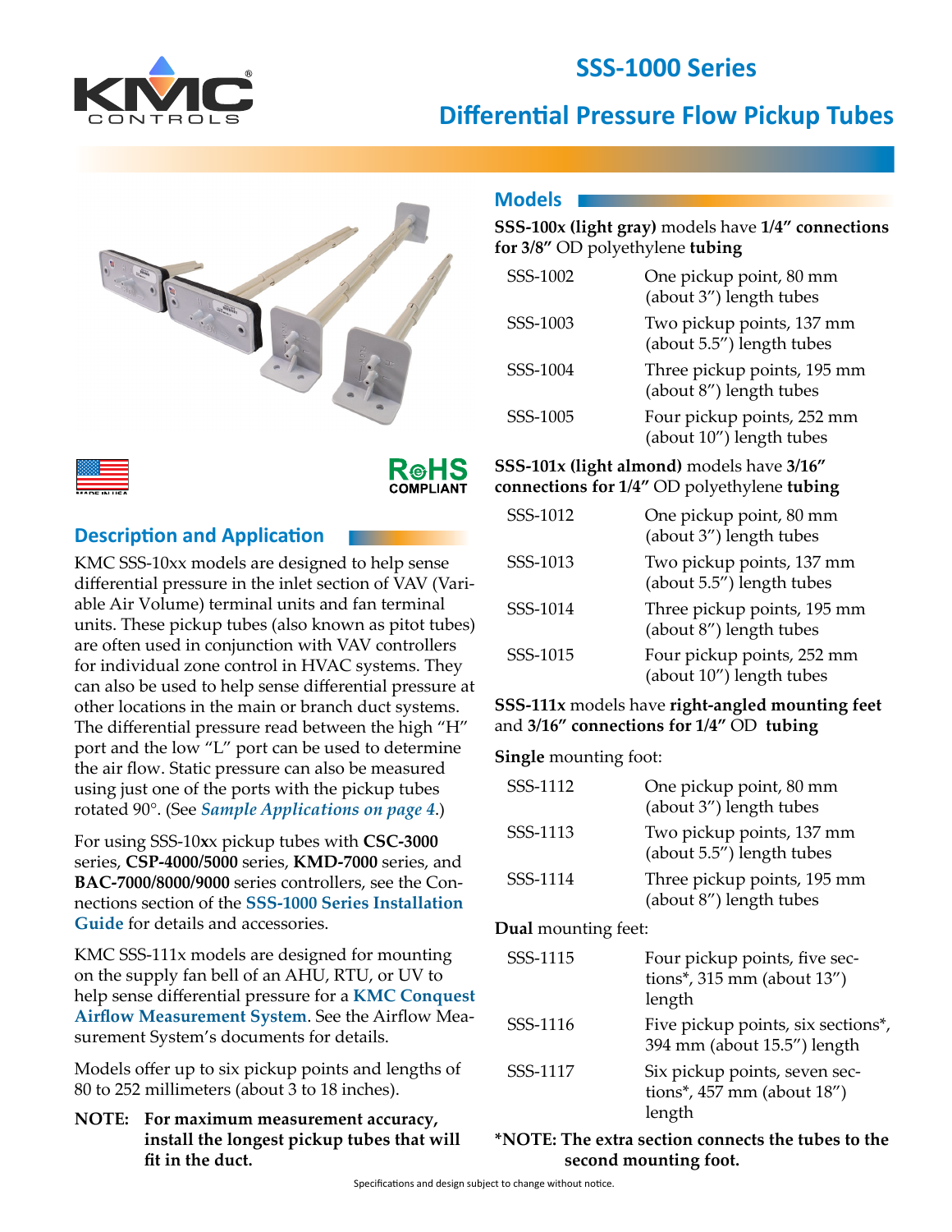# SSS-1000 Series

## Differential Pressure Flow Pickup Tubes

## Description and Application

KMC SSS-10xx models are designed to help sense differential pressure in the inlet section of VAV (Variable Air Volume) terminal units and fan terminal units. These pickup tubes (also known as pitot tubes) are often used in conjunction with VAV controllers for individual zone control in HVAC systems. They can also be used to help sense differential pressure at other locations in the main or branch duct systems. The differential pressure read between the high "H" port and the low "L" port can be used to determine the air flow. Static pressure can also be measured using just one of the ports with the pickup tubes rotated 90°. (See ***Sample Applications on page 4***.)

For using SSS-10**xx** pickup tubes with **CSC-3000** series, **CSP-4000/5000** series, **KMD-7000** series, and **BAC-7000/8000/9000** series controllers, see the Connections section of the **SSS-1000 Series Installation Guide** for details and accessories.

KMC SSS-111x models are designed for mounting on the supply fan bell of an AHU, RTU, or UV to help sense differential pressure for a **KMC Conquest Airflow Measurement System**. See the Airflow Measurement System's documents for details.

Models offer up to six pickup points and lengths of 80 to 252 millimeters (about 3 to 18 inches).

**NOTE: For maximum measurement accuracy, install the longest pickup tubes that will fit in the duct.**

## Models

**SSS-100x (light gray)** models have **1/4" connections for 3/8"** OD polyethylene **tubing**

| | |
|---|---|
| SSS-1002 | One pickup point, 80 mm (about 3") length tubes |
| SSS-1003 | Two pickup points, 137 mm (about 5.5") length tubes |
| SSS-1004 | Three pickup points, 195 mm (about 8") length tubes |
| SSS-1005 | Four pickup points, 252 mm (about 10") length tubes |

**SSS-101x (light almond)** models have **3/16" connections for 1/4"** OD polyethylene **tubing**

| | |
|---|---|
| SSS-1012 | One pickup point, 80 mm (about 3") length tubes |
| SSS-1013 | Two pickup points, 137 mm (about 5.5") length tubes |
| SSS-1014 | Three pickup points, 195 mm (about 8") length tubes |
| SSS-1015 | Four pickup points, 252 mm (about 10") length tubes |

**SSS-111x** models have **right-angled mounting feet** and **3/16" connections for 1/4"** OD **tubing**

**Single** mounting foot:

| | |
|---|---|
| SSS-1112 | One pickup point, 80 mm (about 3") length tubes |
| SSS-1113 | Two pickup points, 137 mm (about 5.5") length tubes |
| SSS-1114 | Three pickup points, 195 mm (about 8") length tubes |

**Dual** mounting feet:

| | |
|---|---|
| SSS-1115 | Four pickup points, five sections*, 315 mm (about 13") length |
| SSS-1116 | Five pickup points, six sections*, 394 mm (about 15.5") length |
| SSS-1117 | Six pickup points, seven sections*, 457 mm (about 18") length |

***NOTE: The extra section connects the tubes to the second mounting foot.**

Specifications and design subject to change without notice.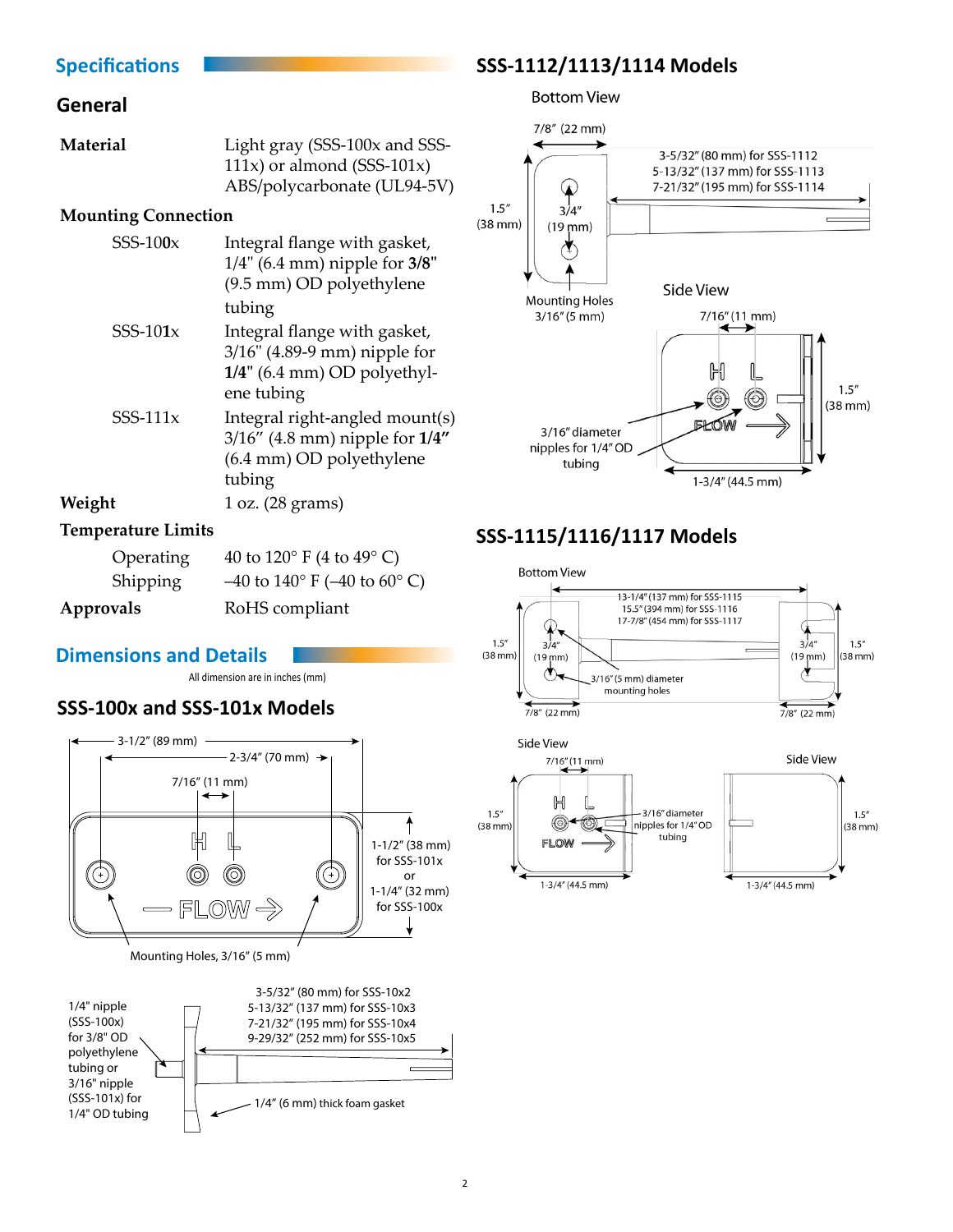## Specifications

### General

| | |
|---|---|
| **Material** | Light gray (SSS-100x and SSS-111x) or almond (SSS-101x) ABS/polycarbonate (UL94-5V) |
| **Mounting Connection** | |
| SSS-100x | Integral flange with gasket, 1/4" (6.4 mm) nipple for **3/8"** (9.5 mm) OD polyethylene tubing |
| SSS-101x | Integral flange with gasket, 3/16" (4.89-9 mm) nipple for **1/4"** (6.4 mm) OD polyethylene tubing |
| SSS-111x | Integral right-angled mount(s) 3/16" (4.8 mm) nipple for **1/4"** (6.4 mm) OD polyethylene tubing |
| **Weight** | 1 oz. (28 grams) |
| **Temperature Limits** | |
| Operating | 40 to 120° F (4 to 49° C) |
| Shipping | –40 to 140° F (–40 to 60° C) |
| **Approvals** | RoHS compliant |

## Dimensions and Details

All dimension are in inches (mm)

### SSS-100x and SSS-101x Models

3-1/2" (89 mm)
2-3/4" (70 mm)
7/16" (11 mm)
1-1/2" (38 mm) for SSS-101x or 1-1/4" (32 mm) for SSS-100x
Mounting Holes, 3/16" (5 mm)

1/4" nipple (SSS-100x) for 3/8" OD polyethylene tubing or 3/16" nipple (SSS-101x) for 1/4" OD tubing

3-5/32" (80 mm) for SSS-10x2
5-13/32" (137 mm) for SSS-10x3
7-21/32" (195 mm) for SSS-10x4
9-29/32" (252 mm) for SSS-10x5

1/4" (6 mm) thick foam gasket

### SSS-1112/1113/1114 Models

Bottom View

7/8" (22 mm)
3-5/32" (80 mm) for SSS-1112
5-13/32" (137 mm) for SSS-1113
7-21/32" (195 mm) for SSS-1114
1.5" (38 mm)
3/4" (19 mm)
Mounting Holes 3/16" (5 mm)

Side View

7/16" (11 mm)
1.5" (38 mm)
3/16" diameter nipples for 1/4" OD tubing
1-3/4" (44.5 mm)

### SSS-1115/1116/1117 Models

Bottom View

13-1/4" (137 mm) for SSS-1115
15.5" (394 mm) for SSS-1116
17-7/8" (454 mm) for SSS-1117
1.5" (38 mm)
3/4" (19 mm)
3/16" (5 mm) diameter mounting holes
7/8" (22 mm)

Side View

7/16" (11 mm)
1.5" (38 mm)
3/16" diameter nipples for 1/4" OD tubing
1-3/4" (44.5 mm)

Side View

1.5" (38 mm)
1-3/4" (44.5 mm)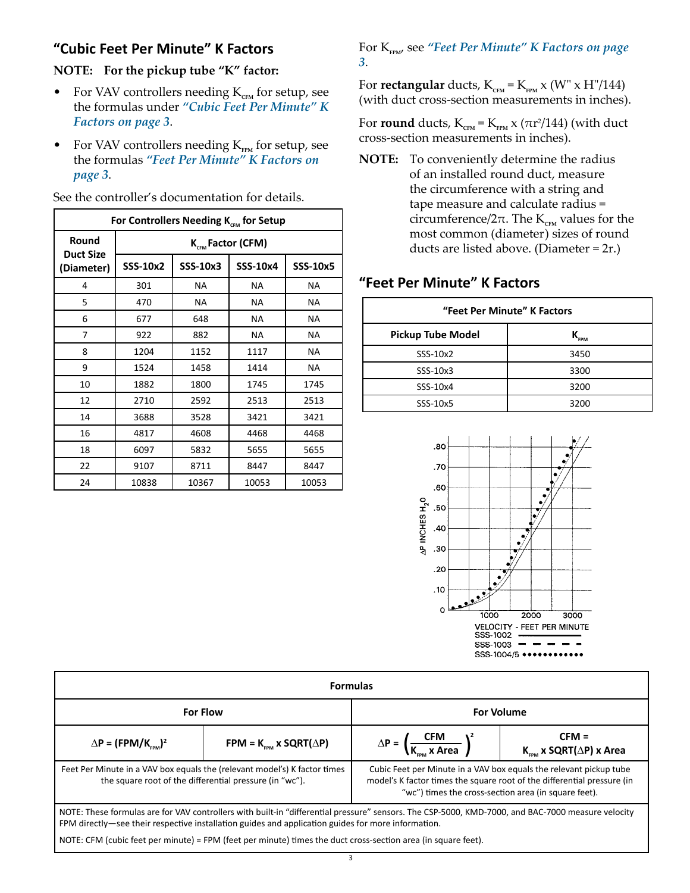## "Cubic Feet Per Minute" K Factors

**NOTE: For the pickup tube "K" factor:**

- For VAV controllers needing $K_{CFM}$ for setup, see the formulas under *"Cubic Feet Per Minute" K Factors on page 3*.
- For VAV controllers needing $K_{FPM}$ for setup, see the formulas *"Feet Per Minute" K Factors on page 3*.

See the controller's documentation for details.

| For Controllers Needing $K_{CFM}$ for Setup | | | | |
|---|---|---|---|---|
| Round Duct Size (Diameter) | $K_{CFM}$ Factor (CFM) | | | |
| | SSS-10x2 | SSS-10x3 | SSS-10x4 | SSS-10x5 |
| 4 | 301 | NA | NA | NA |
| 5 | 470 | NA | NA | NA |
| 6 | 677 | 648 | NA | NA |
| 7 | 922 | 882 | NA | NA |
| 8 | 1204 | 1152 | 1117 | NA |
| 9 | 1524 | 1458 | 1414 | NA |
| 10 | 1882 | 1800 | 1745 | 1745 |
| 12 | 2710 | 2592 | 2513 | 2513 |
| 14 | 3688 | 3528 | 3421 | 3421 |
| 16 | 4817 | 4608 | 4468 | 4468 |
| 18 | 6097 | 5832 | 5655 | 5655 |
| 22 | 9107 | 8711 | 8447 | 8447 |
| 24 | 10838 | 10367 | 10053 | 10053 |

For $K_{FPM}$, see *"Feet Per Minute" K Factors on page 3*.

For **rectangular** ducts, $K_{CFM} = K_{FPM} \times (W" \times H"/144)$ (with duct cross-section measurements in inches).

For **round** ducts, $K_{CFM} = K_{FPM} \times (\pi r^2/144)$ (with duct cross-section measurements in inches).

**NOTE:** To conveniently determine the radius of an installed round duct, measure the circumference with a string and tape measure and calculate radius = circumference/$2\pi$. The $K_{CFM}$ values for the most common (diameter) sizes of round ducts are listed above. (Diameter = 2r.)

## "Feet Per Minute" K Factors

| "Feet Per Minute" K Factors | |
|---|---|
| Pickup Tube Model | $K_{FPM}$ |
| SSS-10x2 | 3450 |
| SSS-10x3 | 3300 |
| SSS-10x4 | 3200 |
| SSS-10x5 | 3200 |

| Formulas | | | |
|---|---|---|---|
| For Flow | | For Volume | |
| $\Delta P = (FPM/K_{FPM})^2$ | $FPM = K_{FPM} \times SQRT(\Delta P)$ | $\Delta P = \left(\frac{CFM}{K_{FPM} \times Area}\right)^2$ | $CFM = K_{FPM} \times SQRT(\Delta P) \times Area$ |
| Feet Per Minute in a VAV box equals the (relevant model's) K factor times the square root of the differential pressure (in "wc"). | | Cubic Feet per Minute in a VAV box equals the relevant pickup tube model's K factor times the square root of the differential pressure (in "wc") times the cross-section area (in square feet). | |

NOTE: These formulas are for VAV controllers with built-in "differential pressure" sensors. The CSP-5000, KMD-7000, and BAC-7000 measure velocity FPM directly—see their respective installation guides and application guides for more information.

NOTE: CFM (cubic feet per minute) = FPM (feet per minute) times the duct cross-section area (in square feet).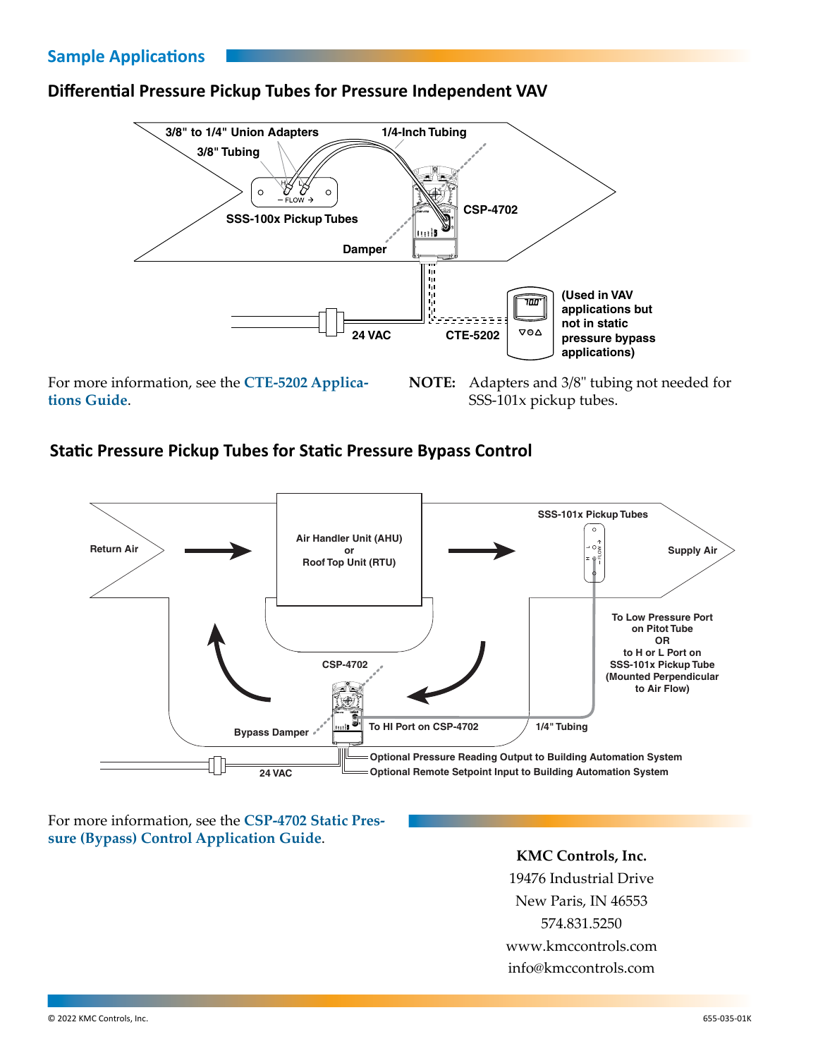## Sample Applications

### Differential Pressure Pickup Tubes for Pressure Independent VAV

3/8" to 1/4" Union Adapters
3/8" Tubing
1/4-Inch Tubing
H L
FLOW
SSS-100x Pickup Tubes
CSP-4702
Damper
24 VAC
CTE-5202
(Used in VAV applications but not in static pressure bypass applications)

For more information, see the **CTE-5202 Applications Guide**.

**NOTE:** Adapters and 3/8" tubing not needed for SSS-101x pickup tubes.

### Static Pressure Pickup Tubes for Static Pressure Bypass Control

Return Air
Air Handler Unit (AHU) or Roof Top Unit (RTU)
SSS-101x Pickup Tubes
Supply Air
To Low Pressure Port on Pitot Tube OR to H or L Port on SSS-101x Pickup Tube (Mounted Perpendicular to Air Flow)
CSP-4702
Bypass Damper
To HI Port on CSP-4702
1/4" Tubing
24 VAC
Optional Pressure Reading Output to Building Automation System
Optional Remote Setpoint Input to Building Automation System

For more information, see the **CSP-4702 Static Pressure (Bypass) Control Application Guide**.

**KMC Controls, Inc.**
19476 Industrial Drive
New Paris, IN 46553
574.831.5250
www.kmccontrols.com
info@kmccontrols.com

© 2022 KMC Controls, Inc.

655-035-01K